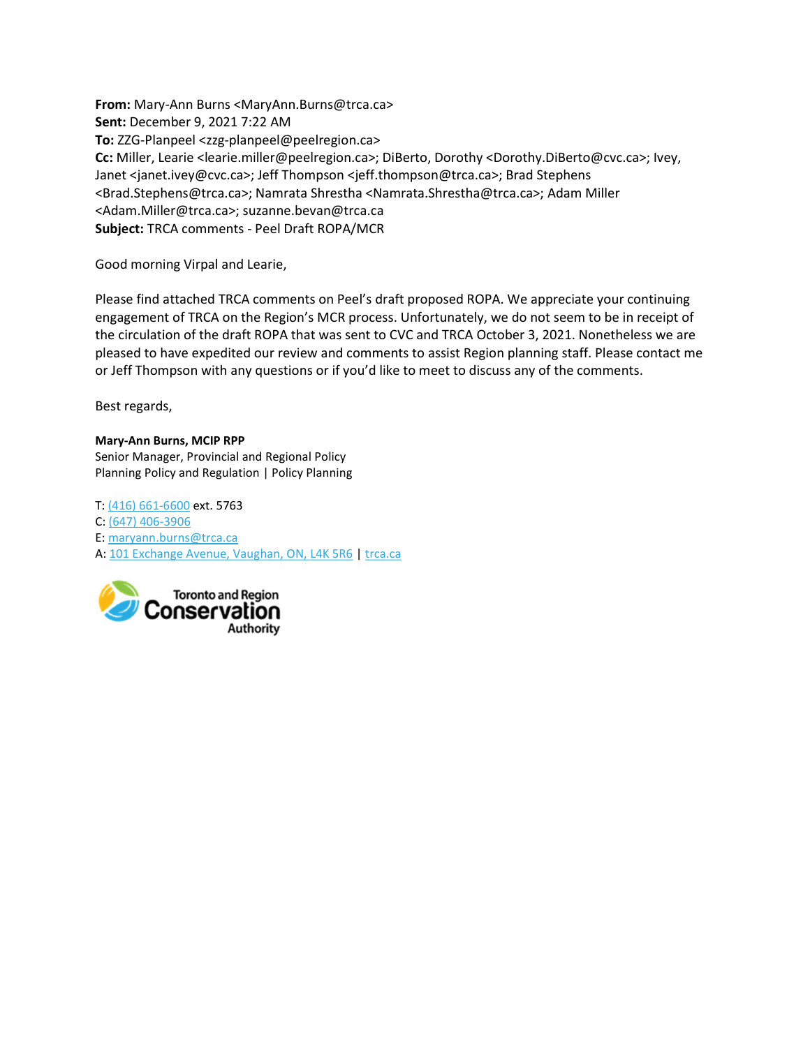**From:** Mary-Ann Burns <MaryAnn.Burns@trca.ca>
**Sent:** December 9, 2021 7:22 AM
**To:** ZZG-Planpeel <zzg-planpeel@peelregion.ca>
**Cc:** Miller, Learie <learie.miller@peelregion.ca>; DiBerto, Dorothy <Dorothy.DiBerto@cvc.ca>; Ivey, Janet <janet.ivey@cvc.ca>; Jeff Thompson <jeff.thompson@trca.ca>; Brad Stephens <Brad.Stephens@trca.ca>; Namrata Shrestha <Namrata.Shrestha@trca.ca>; Adam Miller <Adam.Miller@trca.ca>; suzanne.bevan@trca.ca
**Subject:** TRCA comments - Peel Draft ROPA/MCR

Good morning Virpal and Learie,

Please find attached TRCA comments on Peel's draft proposed ROPA. We appreciate your continuing engagement of TRCA on the Region's MCR process. Unfortunately, we do not seem to be in receipt of the circulation of the draft ROPA that was sent to CVC and TRCA October 3, 2021. Nonetheless we are pleased to have expedited our review and comments to assist Region planning staff. Please contact me or Jeff Thompson with any questions or if you'd like to meet to discuss any of the comments.

Best regards,

**Mary-Ann Burns, MCIP RPP**
Senior Manager, Provincial and Regional Policy
Planning Policy and Regulation | Policy Planning

T: (416) 661-6600 ext. 5763
C: (647) 406-3906
E: maryann.burns@trca.ca
A: 101 Exchange Avenue, Vaughan, ON, L4K 5R6 | trca.ca

Toronto and Region Conservation Authority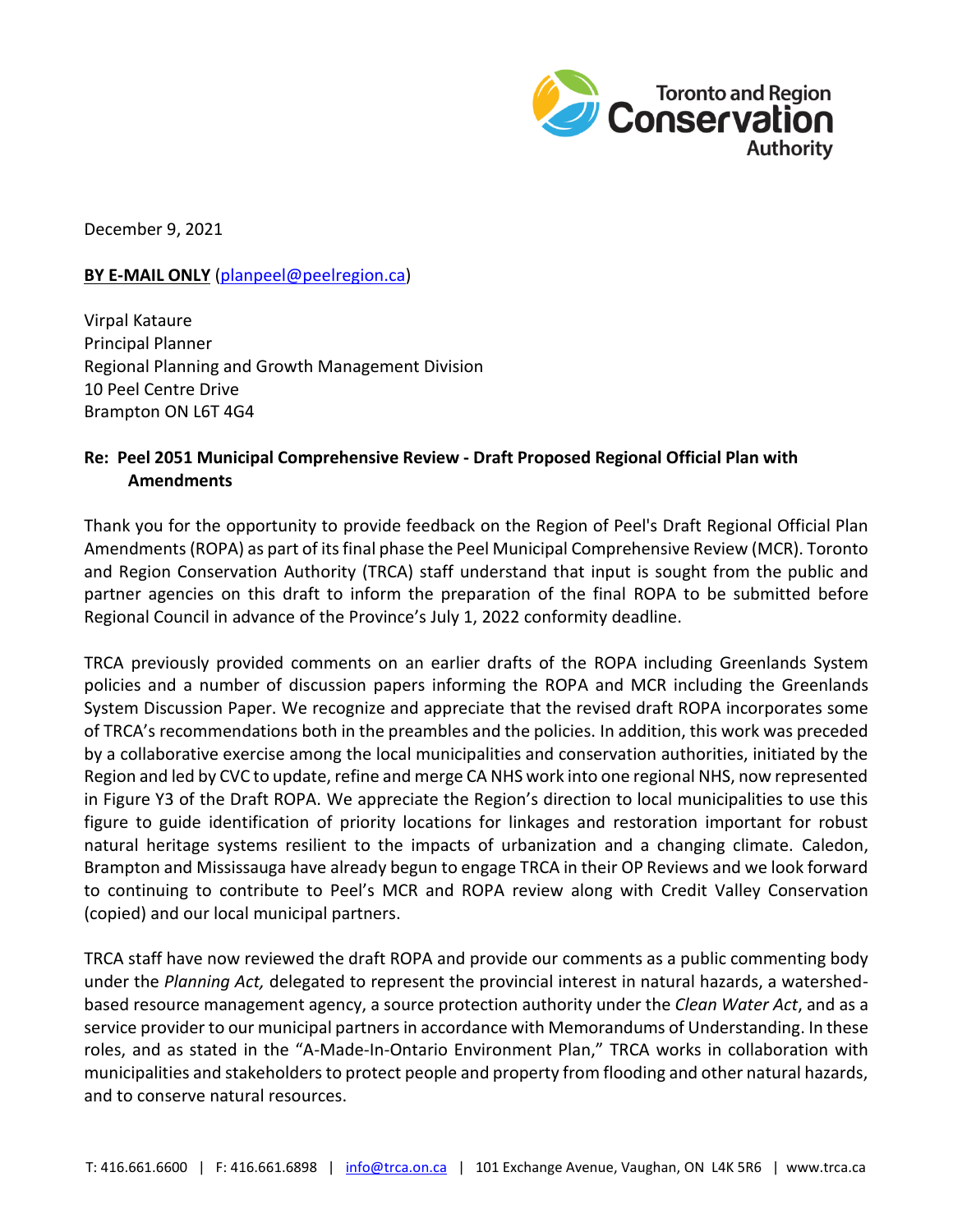December 9, 2021

**BY E-MAIL ONLY** (planpeel@peelregion.ca)

Virpal Kataure
Principal Planner
Regional Planning and Growth Management Division
10 Peel Centre Drive
Brampton ON L6T 4G4

**Re: Peel 2051 Municipal Comprehensive Review - Draft Proposed Regional Official Plan with Amendments**

Thank you for the opportunity to provide feedback on the Region of Peel's Draft Regional Official Plan Amendments (ROPA) as part of its final phase the Peel Municipal Comprehensive Review (MCR). Toronto and Region Conservation Authority (TRCA) staff understand that input is sought from the public and partner agencies on this draft to inform the preparation of the final ROPA to be submitted before Regional Council in advance of the Province's July 1, 2022 conformity deadline.

TRCA previously provided comments on an earlier drafts of the ROPA including Greenlands System policies and a number of discussion papers informing the ROPA and MCR including the Greenlands System Discussion Paper. We recognize and appreciate that the revised draft ROPA incorporates some of TRCA's recommendations both in the preambles and the policies. In addition, this work was preceded by a collaborative exercise among the local municipalities and conservation authorities, initiated by the Region and led by CVC to update, refine and merge CA NHS work into one regional NHS, now represented in Figure Y3 of the Draft ROPA. We appreciate the Region's direction to local municipalities to use this figure to guide identification of priority locations for linkages and restoration important for robust natural heritage systems resilient to the impacts of urbanization and a changing climate. Caledon, Brampton and Mississauga have already begun to engage TRCA in their OP Reviews and we look forward to continuing to contribute to Peel's MCR and ROPA review along with Credit Valley Conservation (copied) and our local municipal partners.

TRCA staff have now reviewed the draft ROPA and provide our comments as a public commenting body under the *Planning Act,* delegated to represent the provincial interest in natural hazards, a watershed-based resource management agency, a source protection authority under the *Clean Water Act*, and as a service provider to our municipal partners in accordance with Memorandums of Understanding. In these roles, and as stated in the "A-Made-In-Ontario Environment Plan," TRCA works in collaboration with municipalities and stakeholders to protect people and property from flooding and other natural hazards, and to conserve natural resources.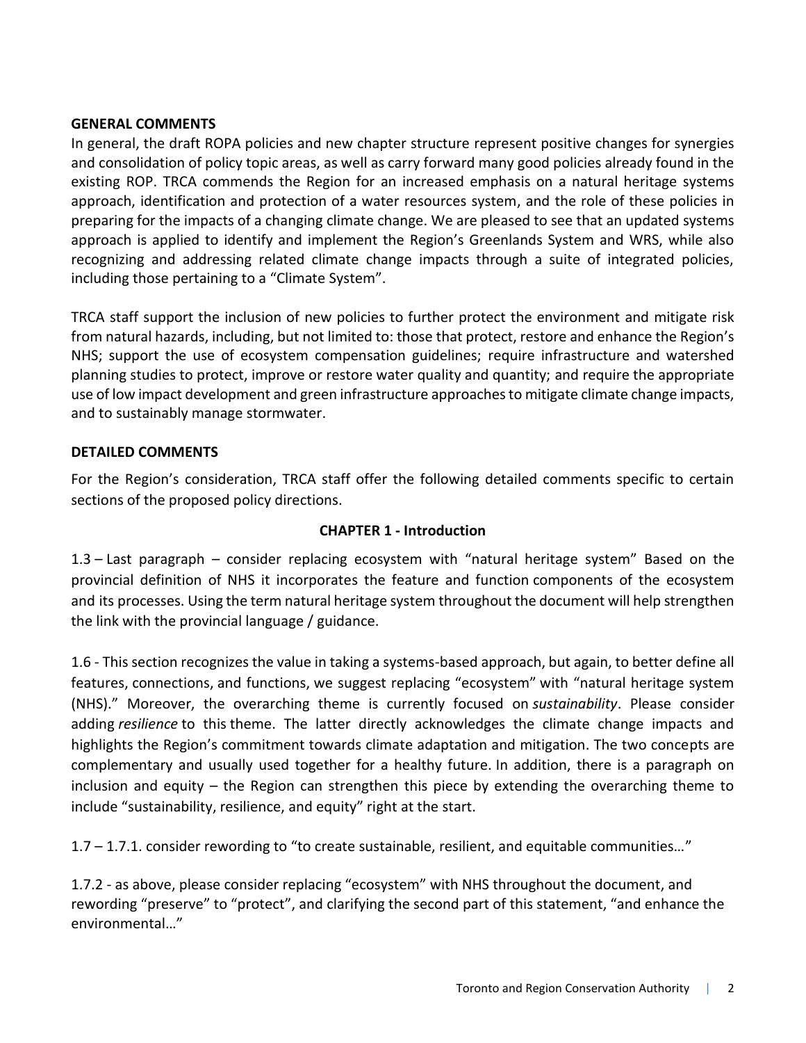## GENERAL COMMENTS

In general, the draft ROPA policies and new chapter structure represent positive changes for synergies and consolidation of policy topic areas, as well as carry forward many good policies already found in the existing ROP. TRCA commends the Region for an increased emphasis on a natural heritage systems approach, identification and protection of a water resources system, and the role of these policies in preparing for the impacts of a changing climate change. We are pleased to see that an updated systems approach is applied to identify and implement the Region's Greenlands System and WRS, while also recognizing and addressing related climate change impacts through a suite of integrated policies, including those pertaining to a "Climate System".

TRCA staff support the inclusion of new policies to further protect the environment and mitigate risk from natural hazards, including, but not limited to: those that protect, restore and enhance the Region's NHS; support the use of ecosystem compensation guidelines; require infrastructure and watershed planning studies to protect, improve or restore water quality and quantity; and require the appropriate use of low impact development and green infrastructure approaches to mitigate climate change impacts, and to sustainably manage stormwater.

## DETAILED COMMENTS

For the Region's consideration, TRCA staff offer the following detailed comments specific to certain sections of the proposed policy directions.

### CHAPTER 1 - Introduction

1.3 – Last paragraph – consider replacing ecosystem with "natural heritage system" Based on the provincial definition of NHS it incorporates the feature and function components of the ecosystem and its processes. Using the term natural heritage system throughout the document will help strengthen the link with the provincial language / guidance.

1.6 - This section recognizes the value in taking a systems-based approach, but again, to better define all features, connections, and functions, we suggest replacing "ecosystem" with "natural heritage system (NHS)." Moreover, the overarching theme is currently focused on *sustainability*. Please consider adding *resilience* to this theme. The latter directly acknowledges the climate change impacts and highlights the Region's commitment towards climate adaptation and mitigation. The two concepts are complementary and usually used together for a healthy future. In addition, there is a paragraph on inclusion and equity – the Region can strengthen this piece by extending the overarching theme to include "sustainability, resilience, and equity" right at the start.

1.7 – 1.7.1. consider rewording to "to create sustainable, resilient, and equitable communities…"

1.7.2 - as above, please consider replacing "ecosystem" with NHS throughout the document, and rewording "preserve" to "protect", and clarifying the second part of this statement, "and enhance the environmental…"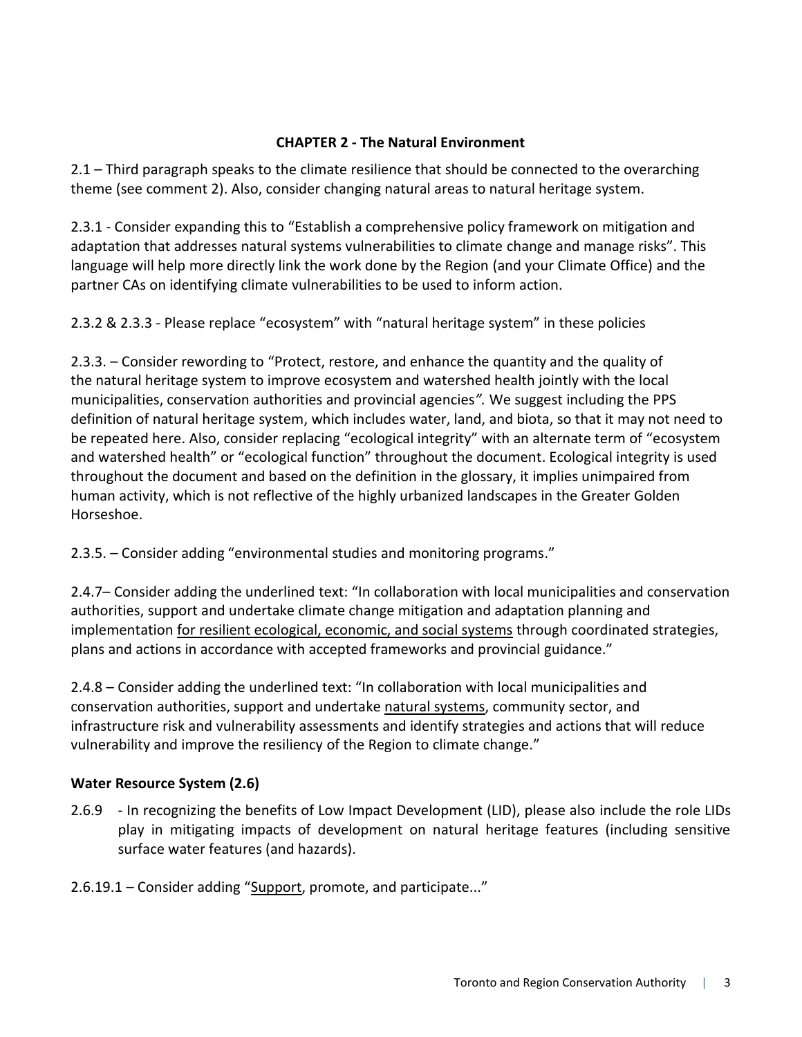## CHAPTER 2 - The Natural Environment

2.1 – Third paragraph speaks to the climate resilience that should be connected to the overarching theme (see comment 2). Also, consider changing natural areas to natural heritage system.

2.3.1 - Consider expanding this to "Establish a comprehensive policy framework on mitigation and adaptation that addresses natural systems vulnerabilities to climate change and manage risks". This language will help more directly link the work done by the Region (and your Climate Office) and the partner CAs on identifying climate vulnerabilities to be used to inform action.

2.3.2 & 2.3.3 - Please replace "ecosystem" with "natural heritage system" in these policies

2.3.3. – Consider rewording to "Protect, restore, and enhance the quantity and the quality of the natural heritage system to improve ecosystem and watershed health jointly with the local municipalities, conservation authorities and provincial agencies*"*. We suggest including the PPS definition of natural heritage system, which includes water, land, and biota, so that it may not need to be repeated here. Also, consider replacing "ecological integrity" with an alternate term of "ecosystem and watershed health" or "ecological function" throughout the document. Ecological integrity is used throughout the document and based on the definition in the glossary, it implies unimpaired from human activity, which is not reflective of the highly urbanized landscapes in the Greater Golden Horseshoe.

2.3.5. – Consider adding "environmental studies and monitoring programs."

2.4.7– Consider adding the underlined text: "In collaboration with local municipalities and conservation authorities, support and undertake climate change mitigation and adaptation planning and implementation <u>for resilient ecological, economic, and social systems</u> through coordinated strategies, plans and actions in accordance with accepted frameworks and provincial guidance."

2.4.8 – Consider adding the underlined text: "In collaboration with local municipalities and conservation authorities, support and undertake <u>natural systems</u>, community sector, and infrastructure risk and vulnerability assessments and identify strategies and actions that will reduce vulnerability and improve the resiliency of the Region to climate change."

### Water Resource System (2.6)

2.6.9 - In recognizing the benefits of Low Impact Development (LID), please also include the role LIDs play in mitigating impacts of development on natural heritage features (including sensitive surface water features (and hazards).

2.6.19.1 – Consider adding "<u>Support</u>, promote, and participate..."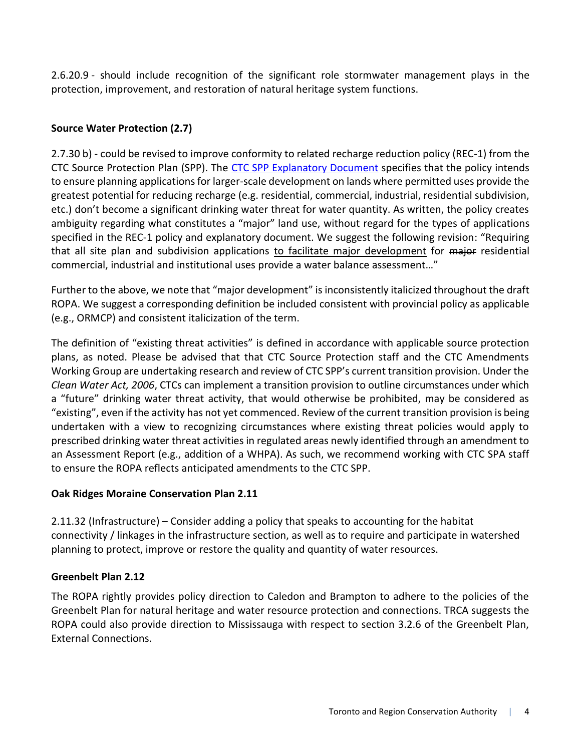2.6.20.9 - should include recognition of the significant role stormwater management plays in the protection, improvement, and restoration of natural heritage system functions.

**Source Water Protection (2.7)**

2.7.30 b) - could be revised to improve conformity to related recharge reduction policy (REC-1) from the CTC Source Protection Plan (SPP). The CTC SPP Explanatory Document specifies that the policy intends to ensure planning applications for larger-scale development on lands where permitted uses provide the greatest potential for reducing recharge (e.g. residential, commercial, industrial, residential subdivision, etc.) don't become a significant drinking water threat for water quantity. As written, the policy creates ambiguity regarding what constitutes a "major" land use, without regard for the types of applications specified in the REC-1 policy and explanatory document. We suggest the following revision: "Requiring that all site plan and subdivision applications <u>to facilitate major development</u> for ~~major~~ residential commercial, industrial and institutional uses provide a water balance assessment…"

Further to the above, we note that "major development" is inconsistently italicized throughout the draft ROPA. We suggest a corresponding definition be included consistent with provincial policy as applicable (e.g., ORMCP) and consistent italicization of the term.

The definition of "existing threat activities" is defined in accordance with applicable source protection plans, as noted. Please be advised that that CTC Source Protection staff and the CTC Amendments Working Group are undertaking research and review of CTC SPP's current transition provision. Under the *Clean Water Act, 2006*, CTCs can implement a transition provision to outline circumstances under which a "future" drinking water threat activity, that would otherwise be prohibited, may be considered as "existing", even if the activity has not yet commenced. Review of the current transition provision is being undertaken with a view to recognizing circumstances where existing threat policies would apply to prescribed drinking water threat activities in regulated areas newly identified through an amendment to an Assessment Report (e.g., addition of a WHPA). As such, we recommend working with CTC SPA staff to ensure the ROPA reflects anticipated amendments to the CTC SPP.

**Oak Ridges Moraine Conservation Plan 2.11**

2.11.32 (Infrastructure) – Consider adding a policy that speaks to accounting for the habitat connectivity / linkages in the infrastructure section, as well as to require and participate in watershed planning to protect, improve or restore the quality and quantity of water resources.

**Greenbelt Plan 2.12**

The ROPA rightly provides policy direction to Caledon and Brampton to adhere to the policies of the Greenbelt Plan for natural heritage and water resource protection and connections. TRCA suggests the ROPA could also provide direction to Mississauga with respect to section 3.2.6 of the Greenbelt Plan, External Connections.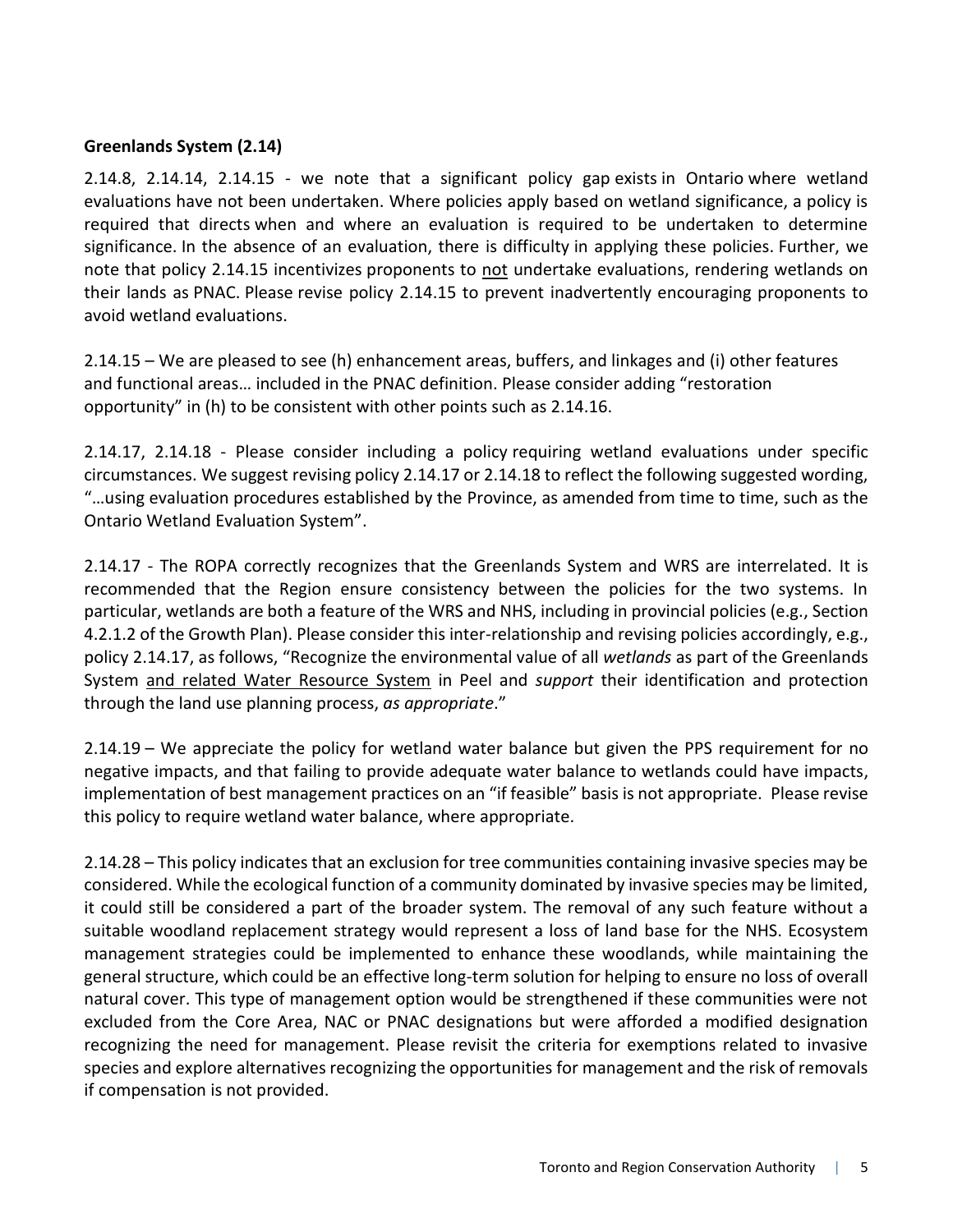**Greenlands System (2.14)**

2.14.8, 2.14.14, 2.14.15 - we note that a significant policy gap exists in Ontario where wetland evaluations have not been undertaken. Where policies apply based on wetland significance, a policy is required that directs when and where an evaluation is required to be undertaken to determine significance. In the absence of an evaluation, there is difficulty in applying these policies. Further, we note that policy 2.14.15 incentivizes proponents to <u>not</u> undertake evaluations, rendering wetlands on their lands as PNAC. Please revise policy 2.14.15 to prevent inadvertently encouraging proponents to avoid wetland evaluations.

2.14.15 – We are pleased to see (h) enhancement areas, buffers, and linkages and (i) other features and functional areas… included in the PNAC definition. Please consider adding "restoration opportunity" in (h) to be consistent with other points such as 2.14.16.

2.14.17, 2.14.18 - Please consider including a policy requiring wetland evaluations under specific circumstances. We suggest revising policy 2.14.17 or 2.14.18 to reflect the following suggested wording, "…using evaluation procedures established by the Province, as amended from time to time, such as the Ontario Wetland Evaluation System".

2.14.17 - The ROPA correctly recognizes that the Greenlands System and WRS are interrelated. It is recommended that the Region ensure consistency between the policies for the two systems. In particular, wetlands are both a feature of the WRS and NHS, including in provincial policies (e.g., Section 4.2.1.2 of the Growth Plan). Please consider this inter-relationship and revising policies accordingly, e.g., policy 2.14.17, as follows, "Recognize the environmental value of all *wetlands* as part of the Greenlands System <u>and related Water Resource System</u> in Peel and *support* their identification and protection through the land use planning process, *as appropriate*."

2.14.19 – We appreciate the policy for wetland water balance but given the PPS requirement for no negative impacts, and that failing to provide adequate water balance to wetlands could have impacts, implementation of best management practices on an "if feasible" basis is not appropriate. Please revise this policy to require wetland water balance, where appropriate.

2.14.28 – This policy indicates that an exclusion for tree communities containing invasive species may be considered. While the ecological function of a community dominated by invasive species may be limited, it could still be considered a part of the broader system. The removal of any such feature without a suitable woodland replacement strategy would represent a loss of land base for the NHS. Ecosystem management strategies could be implemented to enhance these woodlands, while maintaining the general structure, which could be an effective long-term solution for helping to ensure no loss of overall natural cover. This type of management option would be strengthened if these communities were not excluded from the Core Area, NAC or PNAC designations but were afforded a modified designation recognizing the need for management. Please revisit the criteria for exemptions related to invasive species and explore alternatives recognizing the opportunities for management and the risk of removals if compensation is not provided.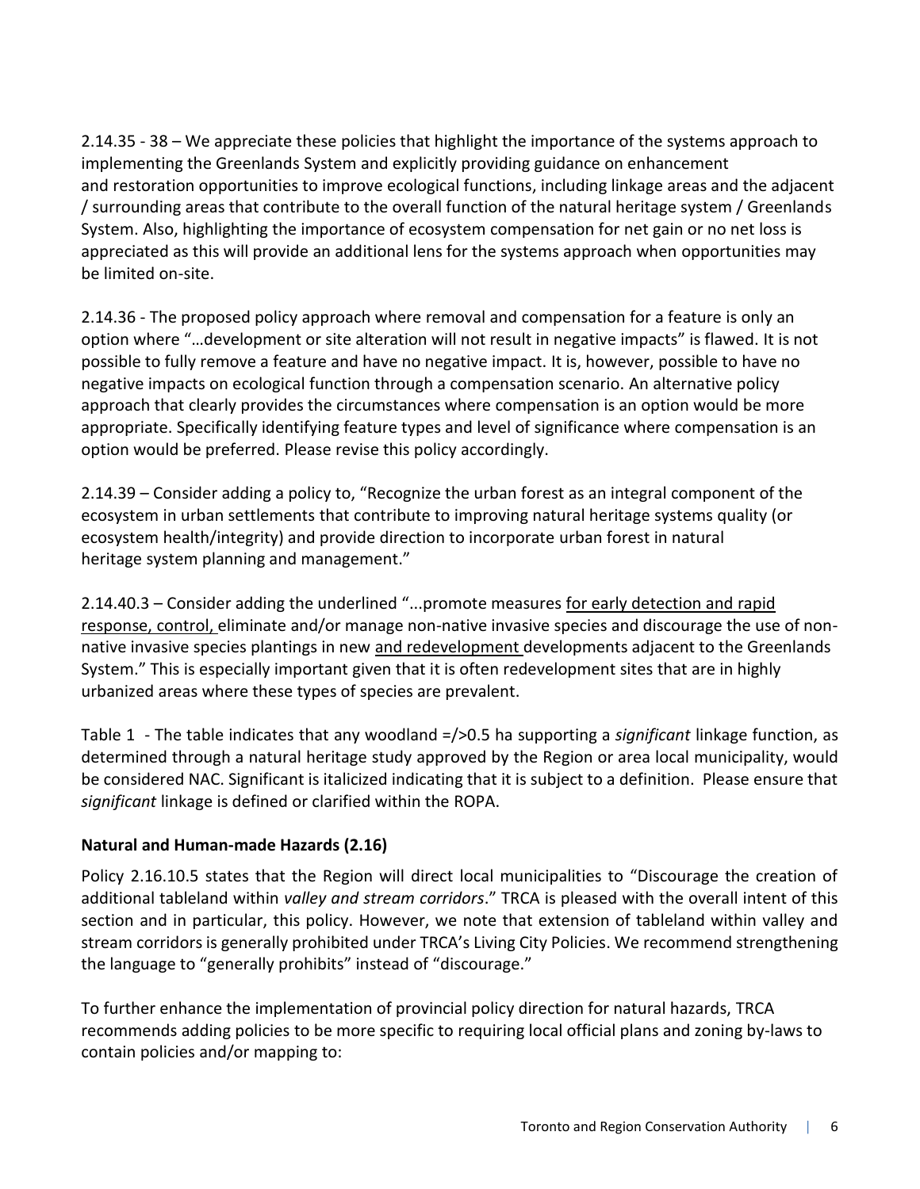2.14.35 - 38 – We appreciate these policies that highlight the importance of the systems approach to implementing the Greenlands System and explicitly providing guidance on enhancement and restoration opportunities to improve ecological functions, including linkage areas and the adjacent / surrounding areas that contribute to the overall function of the natural heritage system / Greenlands System. Also, highlighting the importance of ecosystem compensation for net gain or no net loss is appreciated as this will provide an additional lens for the systems approach when opportunities may be limited on-site.

2.14.36 - The proposed policy approach where removal and compensation for a feature is only an option where "…development or site alteration will not result in negative impacts" is flawed. It is not possible to fully remove a feature and have no negative impact. It is, however, possible to have no negative impacts on ecological function through a compensation scenario. An alternative policy approach that clearly provides the circumstances where compensation is an option would be more appropriate. Specifically identifying feature types and level of significance where compensation is an option would be preferred. Please revise this policy accordingly.

2.14.39 – Consider adding a policy to, "Recognize the urban forest as an integral component of the ecosystem in urban settlements that contribute to improving natural heritage systems quality (or ecosystem health/integrity) and provide direction to incorporate urban forest in natural heritage system planning and management."

2.14.40.3 – Consider adding the underlined "...promote measures <u>for early detection and rapid response, control,</u> eliminate and/or manage non-native invasive species and discourage the use of non-native invasive species plantings in new <u>and redevelopment</u> developments adjacent to the Greenlands System." This is especially important given that it is often redevelopment sites that are in highly urbanized areas where these types of species are prevalent.

Table 1 - The table indicates that any woodland =/>0.5 ha supporting a *significant* linkage function, as determined through a natural heritage study approved by the Region or area local municipality, would be considered NAC. Significant is italicized indicating that it is subject to a definition. Please ensure that *significant* linkage is defined or clarified within the ROPA.

**Natural and Human-made Hazards (2.16)**

Policy 2.16.10.5 states that the Region will direct local municipalities to "Discourage the creation of additional tableland within *valley and stream corridors*." TRCA is pleased with the overall intent of this section and in particular, this policy. However, we note that extension of tableland within valley and stream corridors is generally prohibited under TRCA's Living City Policies. We recommend strengthening the language to "generally prohibits" instead of "discourage."

To further enhance the implementation of provincial policy direction for natural hazards, TRCA recommends adding policies to be more specific to requiring local official plans and zoning by-laws to contain policies and/or mapping to: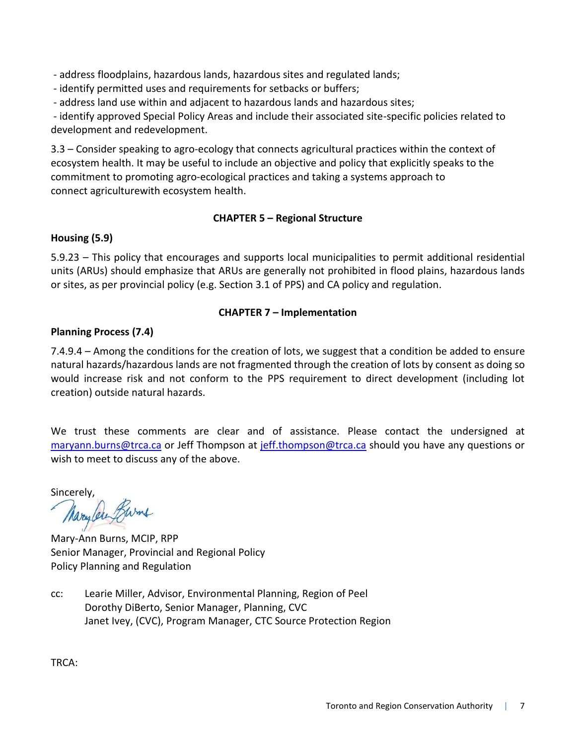- address floodplains, hazardous lands, hazardous sites and regulated lands;
- identify permitted uses and requirements for setbacks or buffers;
- address land use within and adjacent to hazardous lands and hazardous sites;
- identify approved Special Policy Areas and include their associated site-specific policies related to development and redevelopment.

3.3 – Consider speaking to agro-ecology that connects agricultural practices within the context of ecosystem health. It may be useful to include an objective and policy that explicitly speaks to the commitment to promoting agro-ecological practices and taking a systems approach to connect agriculturewith ecosystem health.

## CHAPTER 5 – Regional Structure

### Housing (5.9)

5.9.23 – This policy that encourages and supports local municipalities to permit additional residential units (ARUs) should emphasize that ARUs are generally not prohibited in flood plains, hazardous lands or sites, as per provincial policy (e.g. Section 3.1 of PPS) and CA policy and regulation.

## CHAPTER 7 – Implementation

### Planning Process (7.4)

7.4.9.4 – Among the conditions for the creation of lots, we suggest that a condition be added to ensure natural hazards/hazardous lands are not fragmented through the creation of lots by consent as doing so would increase risk and not conform to the PPS requirement to direct development (including lot creation) outside natural hazards.

We trust these comments are clear and of assistance. Please contact the undersigned at maryann.burns@trca.ca or Jeff Thompson at jeff.thompson@trca.ca should you have any questions or wish to meet to discuss any of the above.

Sincerely,

Mary-Ann Burns, MCIP, RPP
Senior Manager, Provincial and Regional Policy
Policy Planning and Regulation

cc: Learie Miller, Advisor, Environmental Planning, Region of Peel
Dorothy DiBerto, Senior Manager, Planning, CVC
Janet Ivey, (CVC), Program Manager, CTC Source Protection Region

TRCA: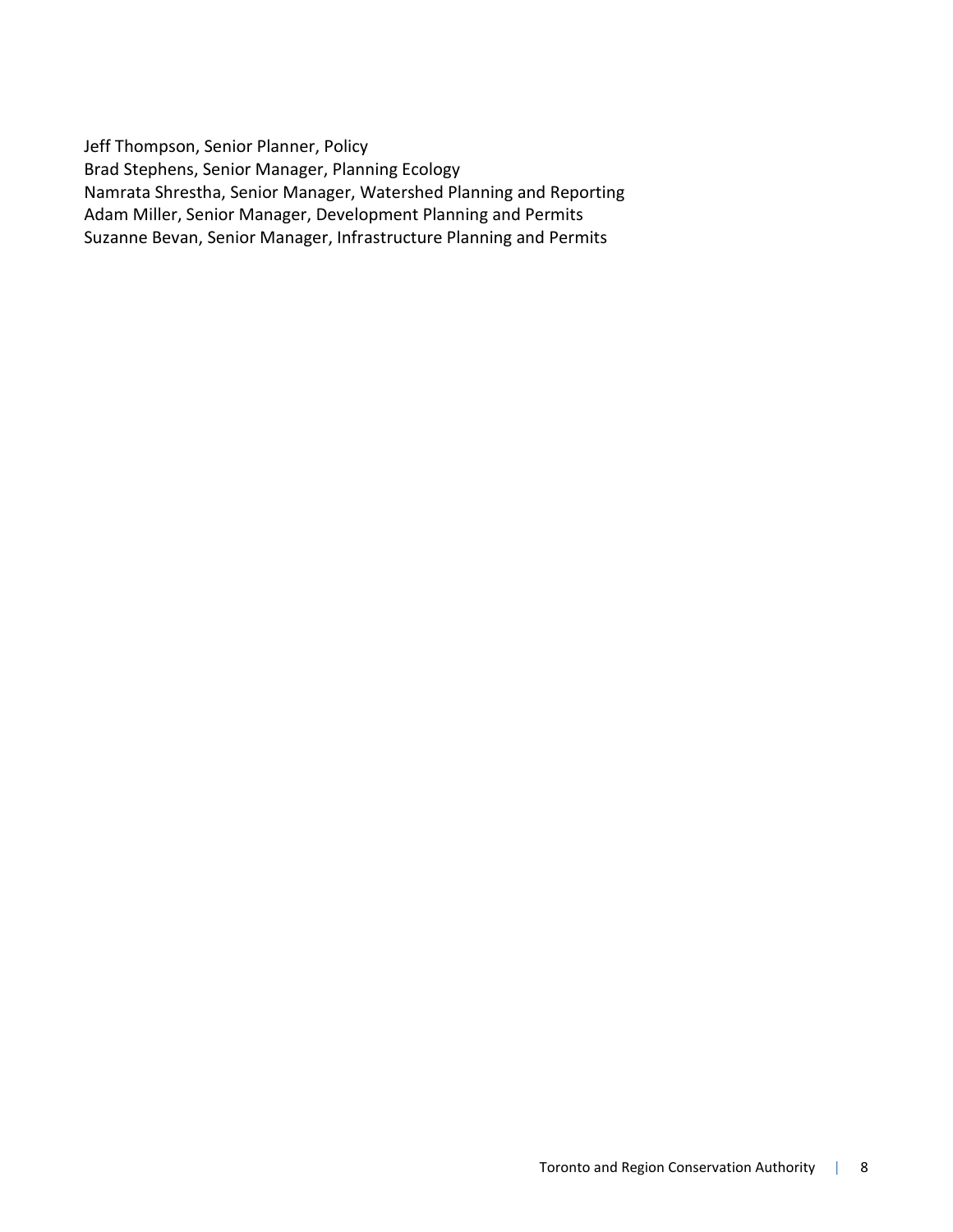Jeff Thompson, Senior Planner, Policy
Brad Stephens, Senior Manager, Planning Ecology
Namrata Shrestha, Senior Manager, Watershed Planning and Reporting
Adam Miller, Senior Manager, Development Planning and Permits
Suzanne Bevan, Senior Manager, Infrastructure Planning and Permits